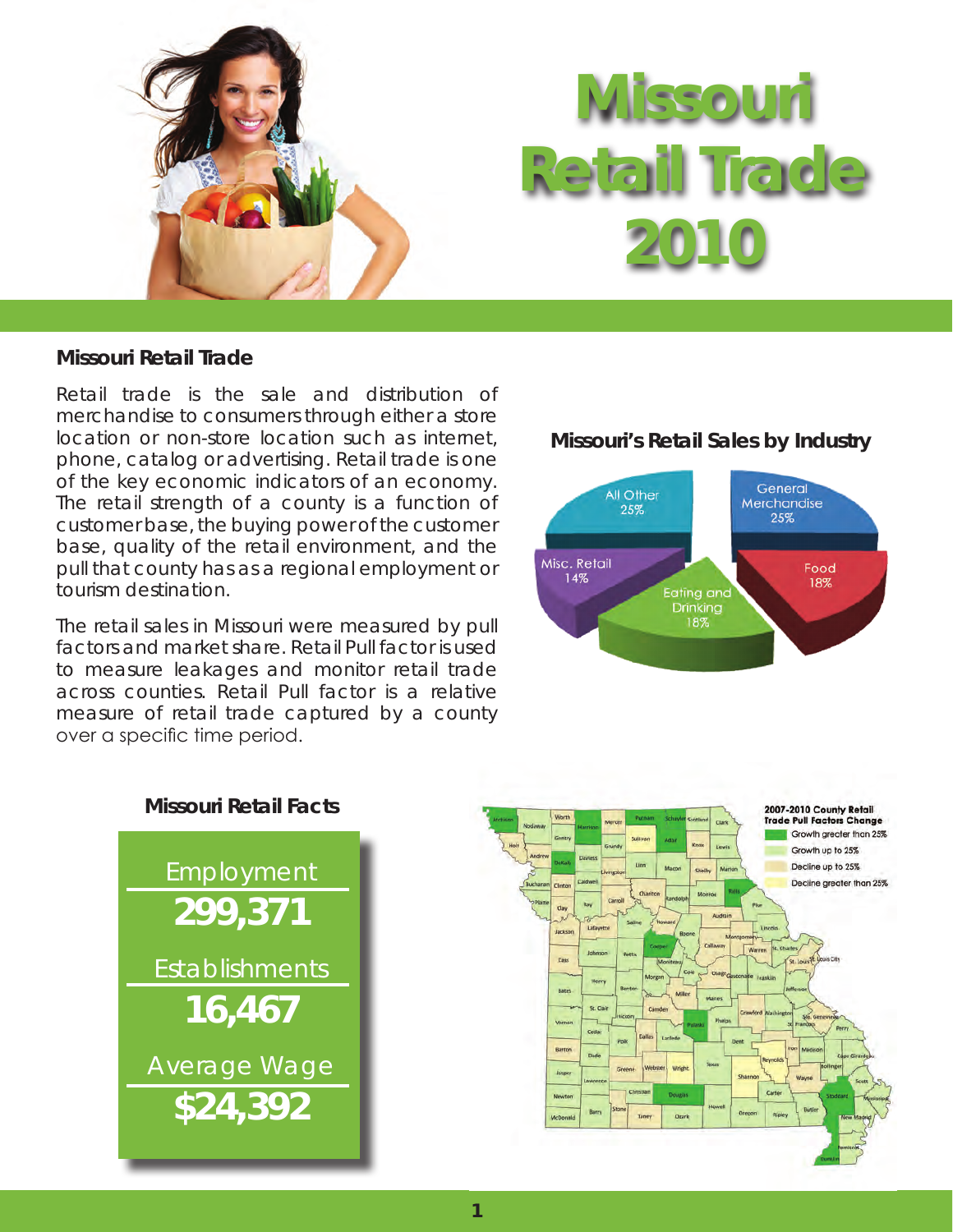# Missouri Retail Trade 2010

## Missouri Retail Trade

Retail trade is the sale and distribution of merchandise to consumers through either a store location or non-store location such as internet, phone, catalog or advertising. Retail trade is one of the key economic indicators of an economy. The retail strength of a county is a function of customer base, the buying power of the customer base, quality of the retail environment, and the pull that county has as a regional employment or tourism destination.

The retail sales in Missouri were measured by pull factors and market share. Retail Pull factor is used to measure leakages and monitor retail trade across counties. Retail Pull factor is a relative measure of retail trade captured by a county over a specific time period.

### Missouri's Retail Sales by Industry

| Industry | Share |
|---|---|
| General Merchandise | 25% |
| Food | 18% |
| Eating and Drinking | 18% |
| Misc. Retail | 14% |
| All Other | 25% |

### Missouri Retail Facts

**Employment**
**299,371**

**Establishments**
**16,467**

**Average Wage**
**$24,392**

**2007-2010 County Retail Trade Pull Factors Change**

- Growth greater than 25%
- Growth up to 25%
- Decline up to 25%
- Decline greater than 25%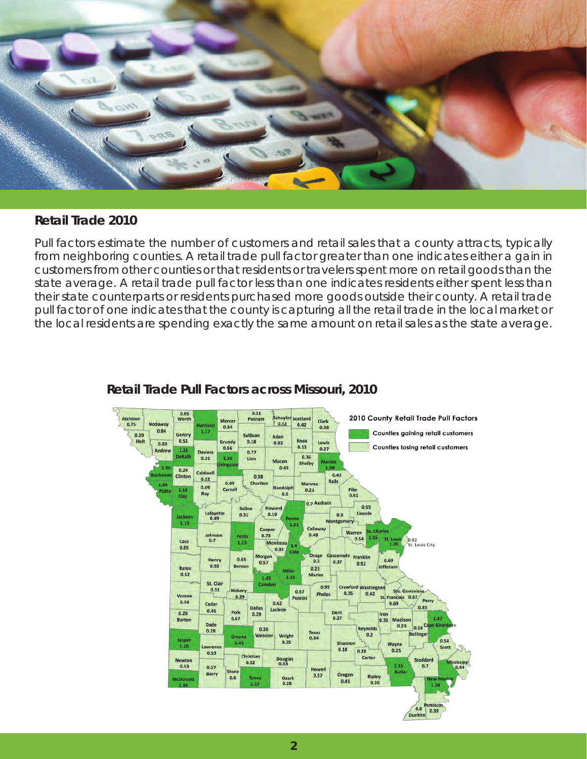## Retail Trade 2010

Pull factors estimate the number of customers and retail sales that a county attracts, typically from neighboring counties. A retail trade pull factor greater than one indicates either a gain in customers from other counties or that residents or travelers spent more on retail goods than the state average. A retail trade pull factor less than one indicates residents either spent less than their state counterparts or residents purchased more goods outside their county. A retail trade pull factor of one indicates that the county is capturing all the retail trade in the local market or the local residents are spending exactly the same amount on retail sales as the state average.

### Retail Trade Pull Factors across Missouri, 2010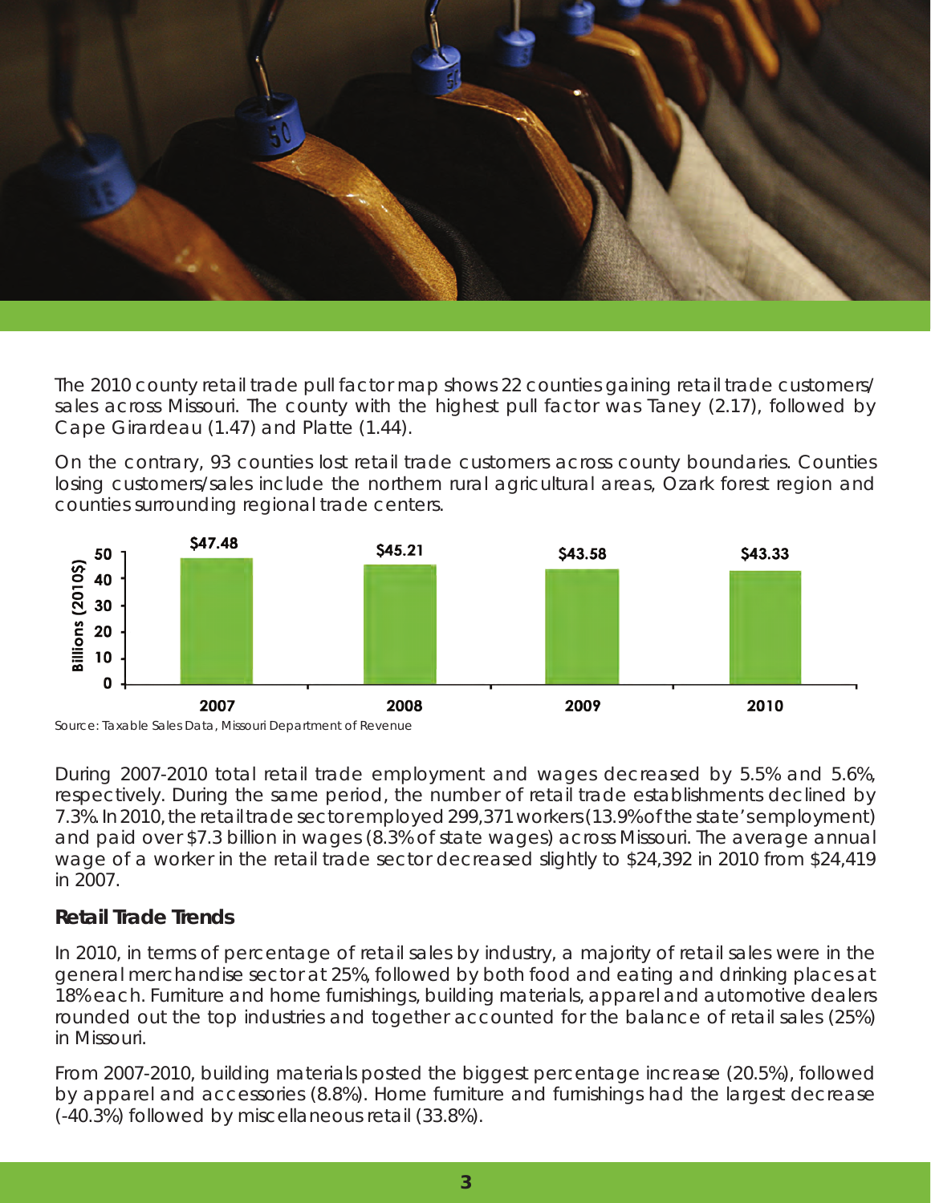The 2010 county retail trade pull factor map shows 22 counties gaining retail trade customers/ sales across Missouri. The county with the highest pull factor was Taney (2.17), followed by Cape Girardeau (1.47) and Platte (1.44).

On the contrary, 93 counties lost retail trade customers across county boundaries. Counties losing customers/sales include the northern rural agricultural areas, Ozark forest region and counties surrounding regional trade centers.

| Year | Billions (2010$) |
|---|---|
| 2007 | $47.48 |
| 2008 | $45.21 |
| 2009 | $43.58 |
| 2010 | $43.33 |

Source: Taxable Sales Data, Missouri Department of Revenue

During 2007-2010 total retail trade employment and wages decreased by 5.5% and 5.6%, respectively. During the same period, the number of retail trade establishments declined by 7.3%. In 2010, the retail trade sector employed 299,371 workers (13.9% of the state's employment) and paid over $7.3 billion in wages (8.3% of state wages) across Missouri. The average annual wage of a worker in the retail trade sector decreased slightly to $24,392 in 2010 from $24,419 in 2007.

### Retail Trade Trends

In 2010, in terms of percentage of retail sales by industry, a majority of retail sales were in the general merchandise sector at 25%, followed by both food and eating and drinking places at 18% each. Furniture and home furnishings, building materials, apparel and automotive dealers rounded out the top industries and together accounted for the balance of retail sales (25%) in Missouri.

From 2007-2010, building materials posted the biggest percentage increase (20.5%), followed by apparel and accessories (8.8%). Home furniture and furnishings had the largest decrease (-40.3%) followed by miscellaneous retail (33.8%).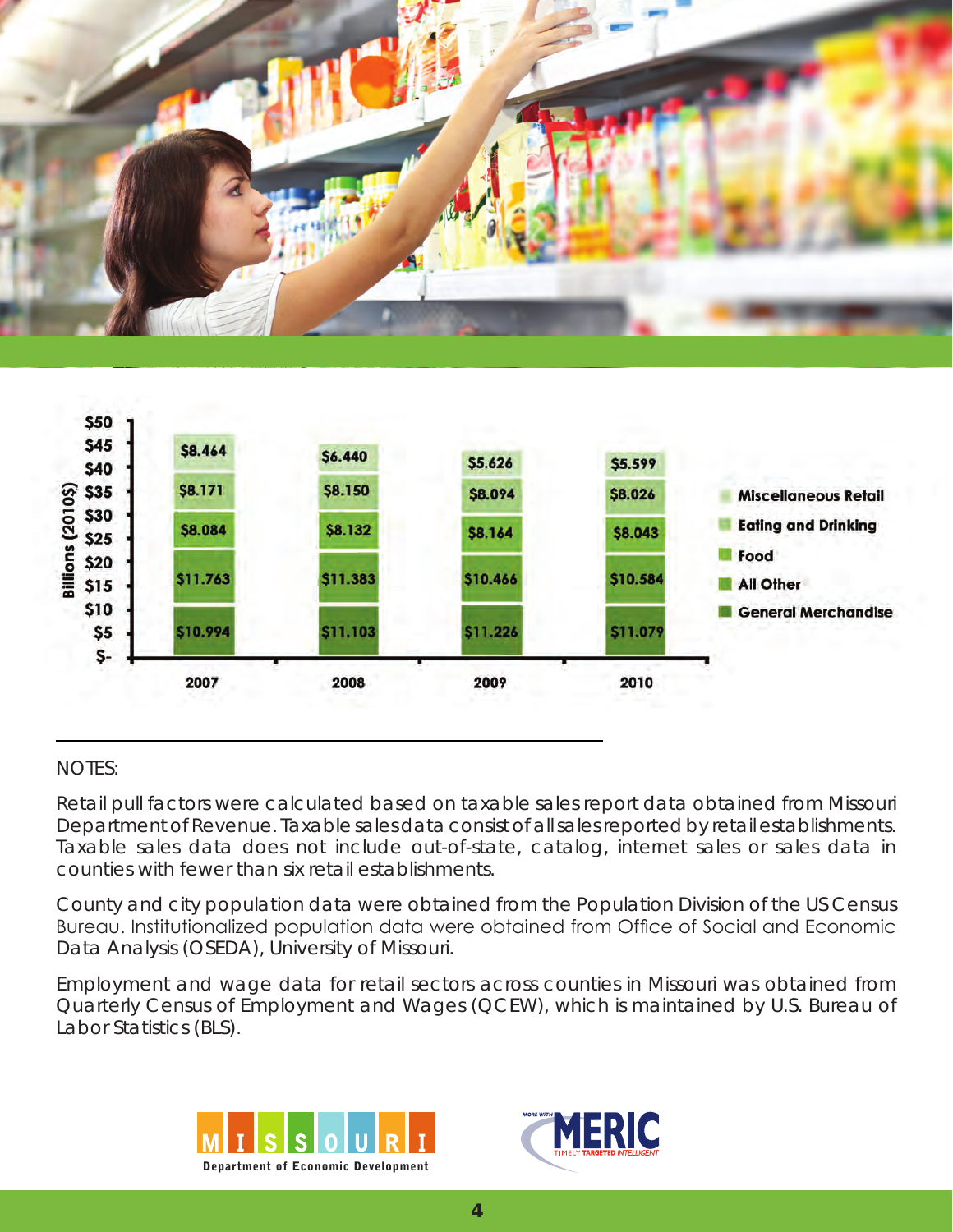$50
$45
$40
$35
$30
$25
$20
$15
$10
$5
$-

Billions (2010$)

2007: $8.464, $8.171, $8.084, $11.763, $10.994

2008: $6.440, $8.150, $8.132, $11.383, $11.103

2009: $5.626, $8.094, $8.164, $10.466, $11.226

2010: $5.599, $8.026, $8.043, $10.584, $11.079

2007
2008
2009
2010

Miscellaneous Retail
Eating and Drinking
Food
All Other
General Merchandise

NOTES:

Retail pull factors were calculated based on taxable sales report data obtained from Missouri Department of Revenue. Taxable sales data consist of all sales reported by retail establishments. Taxable sales data does not include out-of-state, catalog, internet sales or sales data in counties with fewer than six retail establishments.

County and city population data were obtained from the Population Division of the US Census Bureau. Institutionalized population data were obtained from Office of Social and Economic Data Analysis (OSEDA), University of Missouri.

Employment and wage data for retail sectors across counties in Missouri was obtained from Quarterly Census of Employment and Wages (QCEW), which is maintained by U.S. Bureau of Labor Statistics (BLS).

MISSOURI Department of Economic Development

MORE WITH MERIC TIMELY TARGETED INTELLIGENT